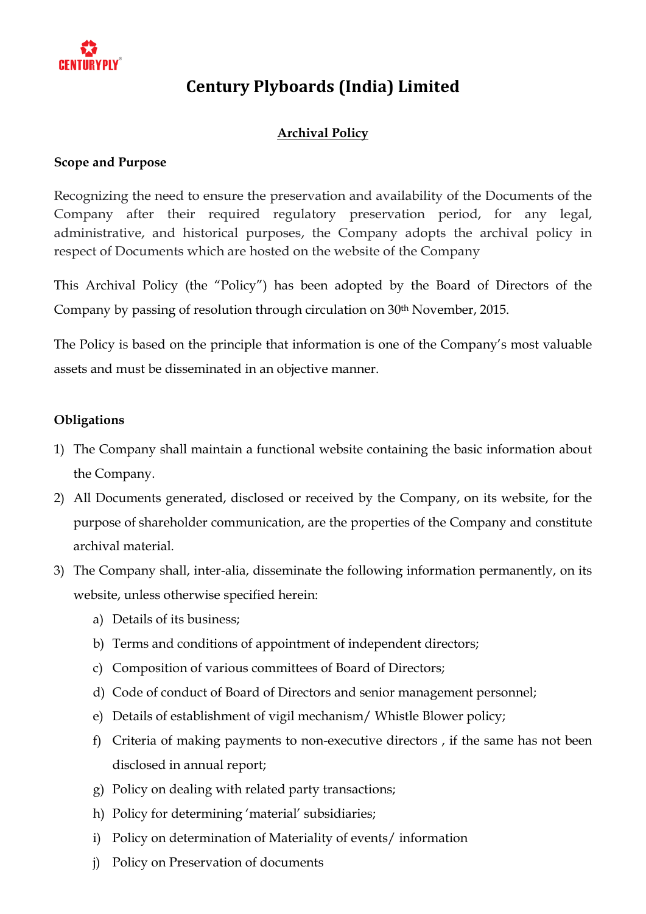# Century Plyboards (India) Limited

## Archival Policy

**Scope and Purpose**

Recognizing the need to ensure the preservation and availability of the Documents of the Company after their required regulatory preservation period, for any legal, administrative, and historical purposes, the Company adopts the archival policy in respect of Documents which are hosted on the website of the Company

This Archival Policy (the "Policy") has been adopted by the Board of Directors of the Company by passing of resolution through circulation on 30th November, 2015.

The Policy is based on the principle that information is one of the Company's most valuable assets and must be disseminated in an objective manner.

**Obligations**

1) The Company shall maintain a functional website containing the basic information about the Company.
2) All Documents generated, disclosed or received by the Company, on its website, for the purpose of shareholder communication, are the properties of the Company and constitute archival material.
3) The Company shall, inter-alia, disseminate the following information permanently, on its website, unless otherwise specified herein:
   a) Details of its business;
   b) Terms and conditions of appointment of independent directors;
   c) Composition of various committees of Board of Directors;
   d) Code of conduct of Board of Directors and senior management personnel;
   e) Details of establishment of vigil mechanism/ Whistle Blower policy;
   f) Criteria of making payments to non-executive directors , if the same has not been disclosed in annual report;
   g) Policy on dealing with related party transactions;
   h) Policy for determining 'material' subsidiaries;
   i) Policy on determination of Materiality of events/ information
   j) Policy on Preservation of documents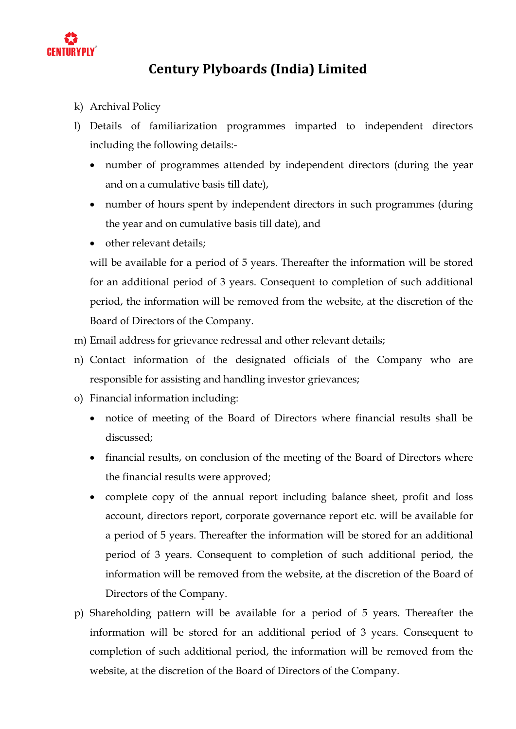# Century Plyboards (India) Limited

k) Archival Policy

l) Details of familiarization programmes imparted to independent directors including the following details:-

- number of programmes attended by independent directors (during the year and on a cumulative basis till date),
- number of hours spent by independent directors in such programmes (during the year and on cumulative basis till date), and
- other relevant details;

will be available for a period of 5 years. Thereafter the information will be stored for an additional period of 3 years. Consequent to completion of such additional period, the information will be removed from the website, at the discretion of the Board of Directors of the Company.

m) Email address for grievance redressal and other relevant details;

n) Contact information of the designated officials of the Company who are responsible for assisting and handling investor grievances;

o) Financial information including:

- notice of meeting of the Board of Directors where financial results shall be discussed;
- financial results, on conclusion of the meeting of the Board of Directors where the financial results were approved;
- complete copy of the annual report including balance sheet, profit and loss account, directors report, corporate governance report etc. will be available for a period of 5 years. Thereafter the information will be stored for an additional period of 3 years. Consequent to completion of such additional period, the information will be removed from the website, at the discretion of the Board of Directors of the Company.

p) Shareholding pattern will be available for a period of 5 years. Thereafter the information will be stored for an additional period of 3 years. Consequent to completion of such additional period, the information will be removed from the website, at the discretion of the Board of Directors of the Company.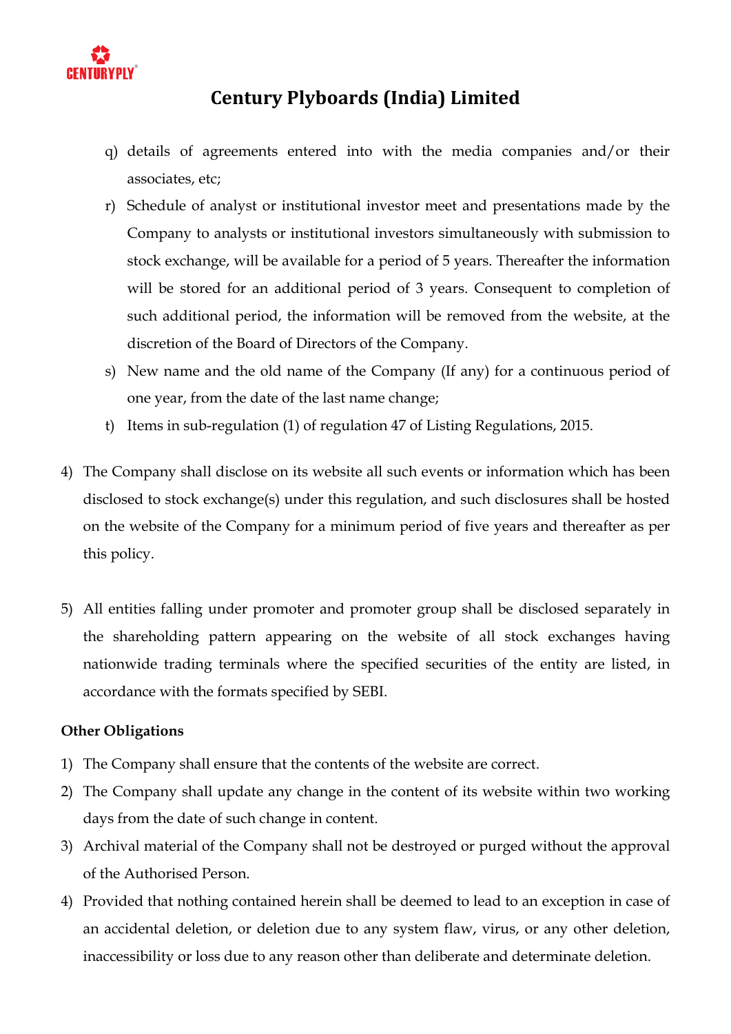q) details of agreements entered into with the media companies and/or their associates, etc;

r) Schedule of analyst or institutional investor meet and presentations made by the Company to analysts or institutional investors simultaneously with submission to stock exchange, will be available for a period of 5 years. Thereafter the information will be stored for an additional period of 3 years. Consequent to completion of such additional period, the information will be removed from the website, at the discretion of the Board of Directors of the Company.

s) New name and the old name of the Company (If any) for a continuous period of one year, from the date of the last name change;

t) Items in sub-regulation (1) of regulation 47 of Listing Regulations, 2015.

4) The Company shall disclose on its website all such events or information which has been disclosed to stock exchange(s) under this regulation, and such disclosures shall be hosted on the website of the Company for a minimum period of five years and thereafter as per this policy.

5) All entities falling under promoter and promoter group shall be disclosed separately in the shareholding pattern appearing on the website of all stock exchanges having nationwide trading terminals where the specified securities of the entity are listed, in accordance with the formats specified by SEBI.

**Other Obligations**

1) The Company shall ensure that the contents of the website are correct.
2) The Company shall update any change in the content of its website within two working days from the date of such change in content.
3) Archival material of the Company shall not be destroyed or purged without the approval of the Authorised Person.
4) Provided that nothing contained herein shall be deemed to lead to an exception in case of an accidental deletion, or deletion due to any system flaw, virus, or any other deletion, inaccessibility or loss due to any reason other than deliberate and determinate deletion.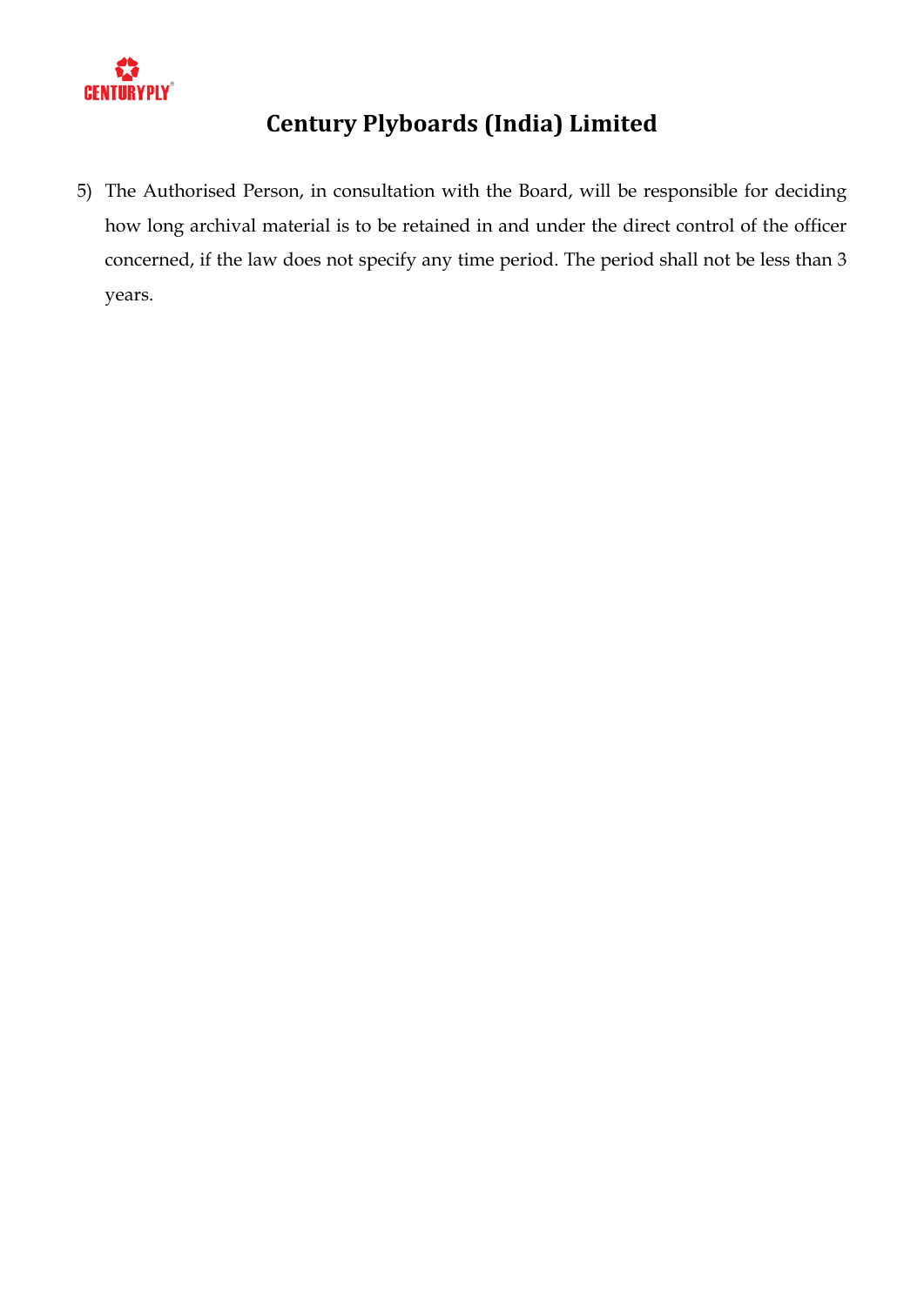5) The Authorised Person, in consultation with the Board, will be responsible for deciding how long archival material is to be retained in and under the direct control of the officer concerned, if the law does not specify any time period. The period shall not be less than 3 years.